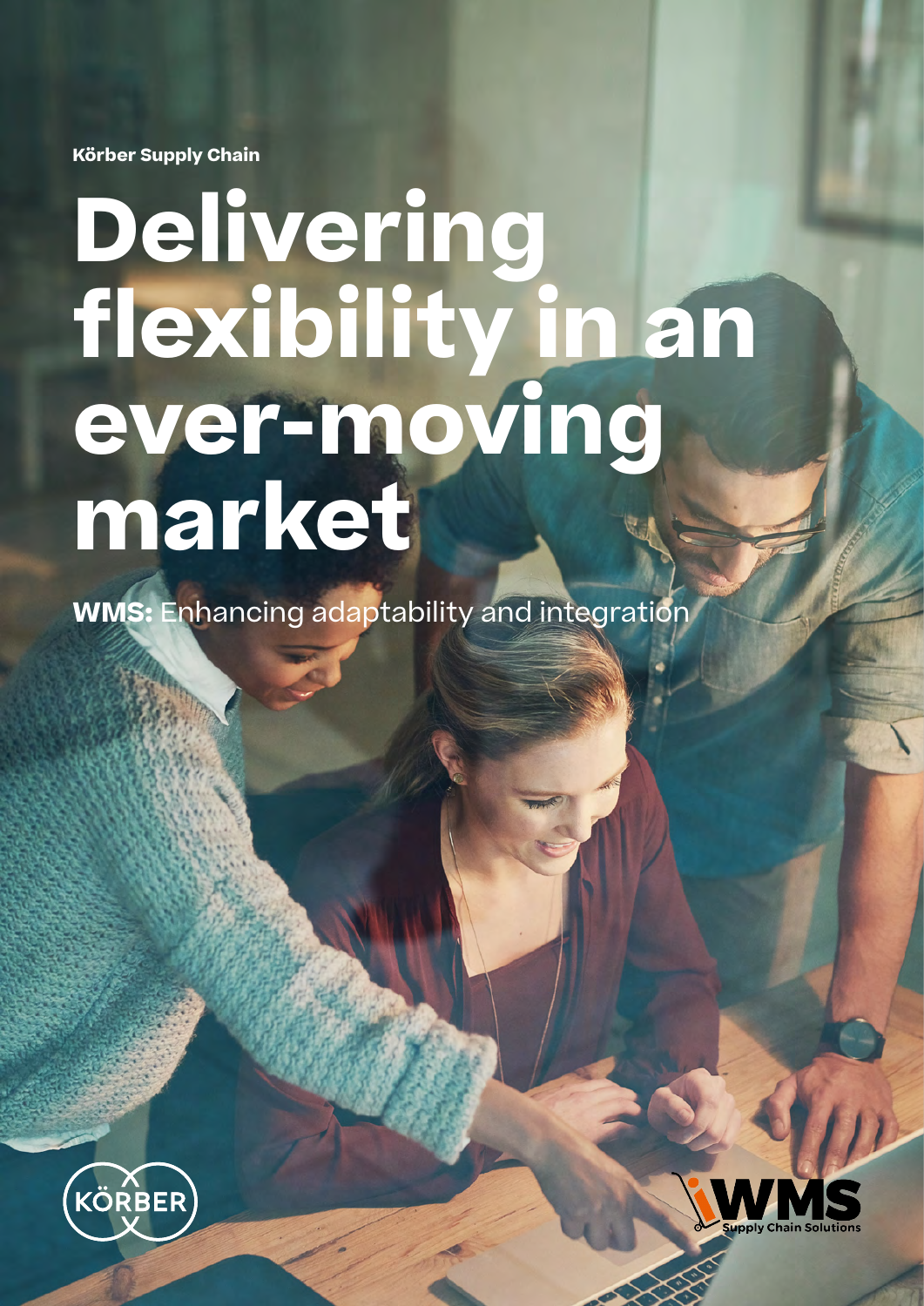Körber Supply Chain

# Delivering flexibility in an ever-moving market

**WMS:** Enhancing adaptability and integration

KÖRBER

iWMS Supply Chain Solutions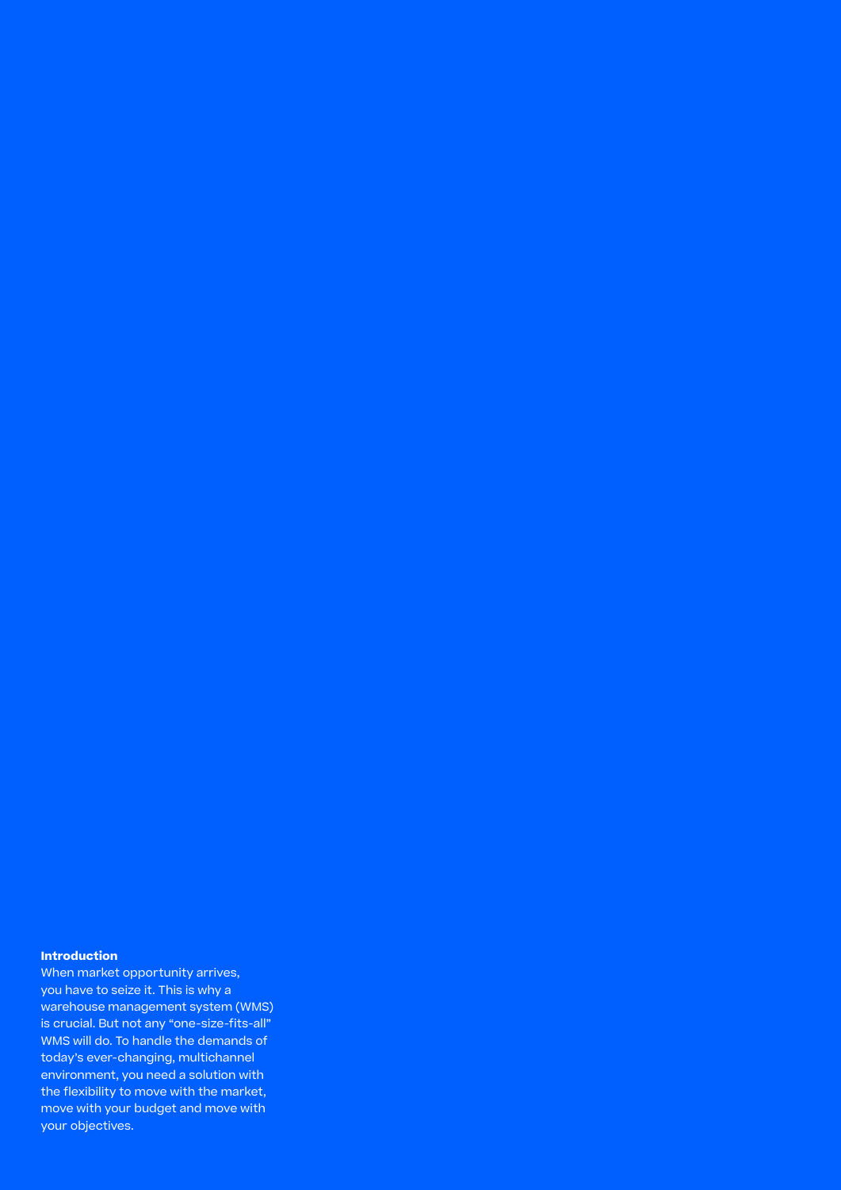**Introduction**

When market opportunity arrives, you have to seize it. This is why a warehouse management system (WMS) is crucial. But not any "one-size-fits-all" WMS will do. To handle the demands of today's ever-changing, multichannel environment, you need a solution with the flexibility to move with the market, move with your budget and move with your objectives.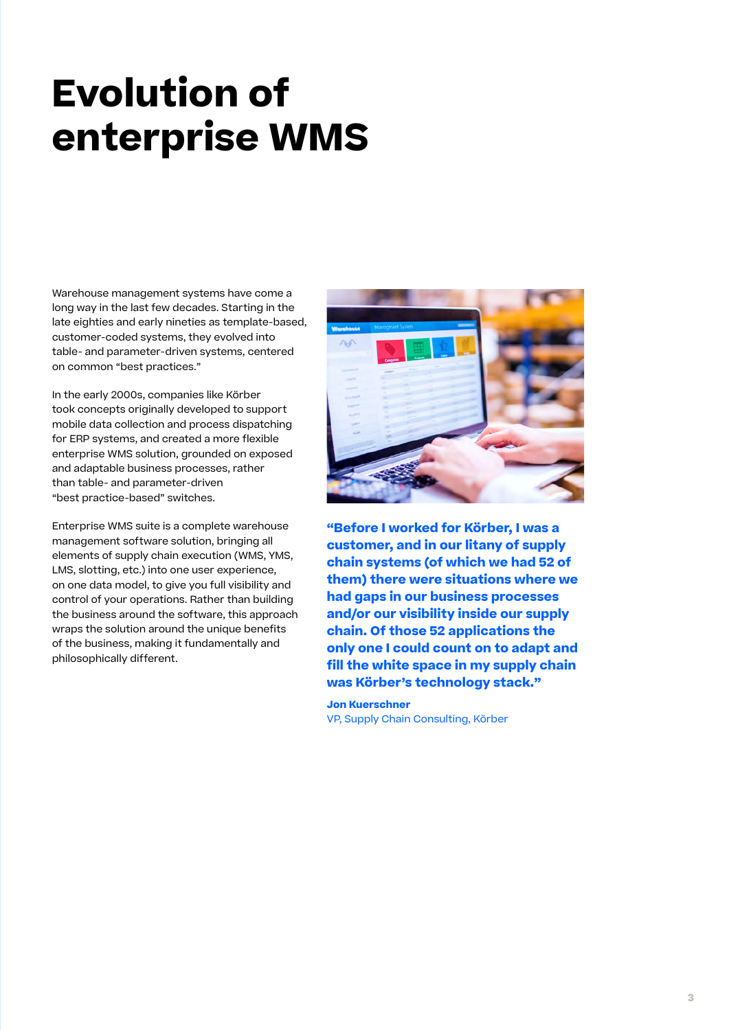# Evolution of enterprise WMS

Warehouse management systems have come a long way in the last few decades. Starting in the late eighties and early nineties as template-based, customer-coded systems, they evolved into table- and parameter-driven systems, centered on common "best practices."

In the early 2000s, companies like Körber took concepts originally developed to support mobile data collection and process dispatching for ERP systems, and created a more flexible enterprise WMS solution, grounded on exposed and adaptable business processes, rather than table- and parameter-driven "best practice-based" switches.

Enterprise WMS suite is a complete warehouse management software solution, bringing all elements of supply chain execution (WMS, YMS, LMS, slotting, etc.) into one user experience, on one data model, to give you full visibility and control of your operations. Rather than building the business around the software, this approach wraps the solution around the unique benefits of the business, making it fundamentally and philosophically different.

**"Before I worked for Körber, I was a customer, and in our litany of supply chain systems (of which we had 52 of them) there were situations where we had gaps in our business processes and/or our visibility inside our supply chain. Of those 52 applications the only one I could count on to adapt and fill the white space in my supply chain was Körber's technology stack."**

**Jon Kuerschner**
VP, Supply Chain Consulting, Körber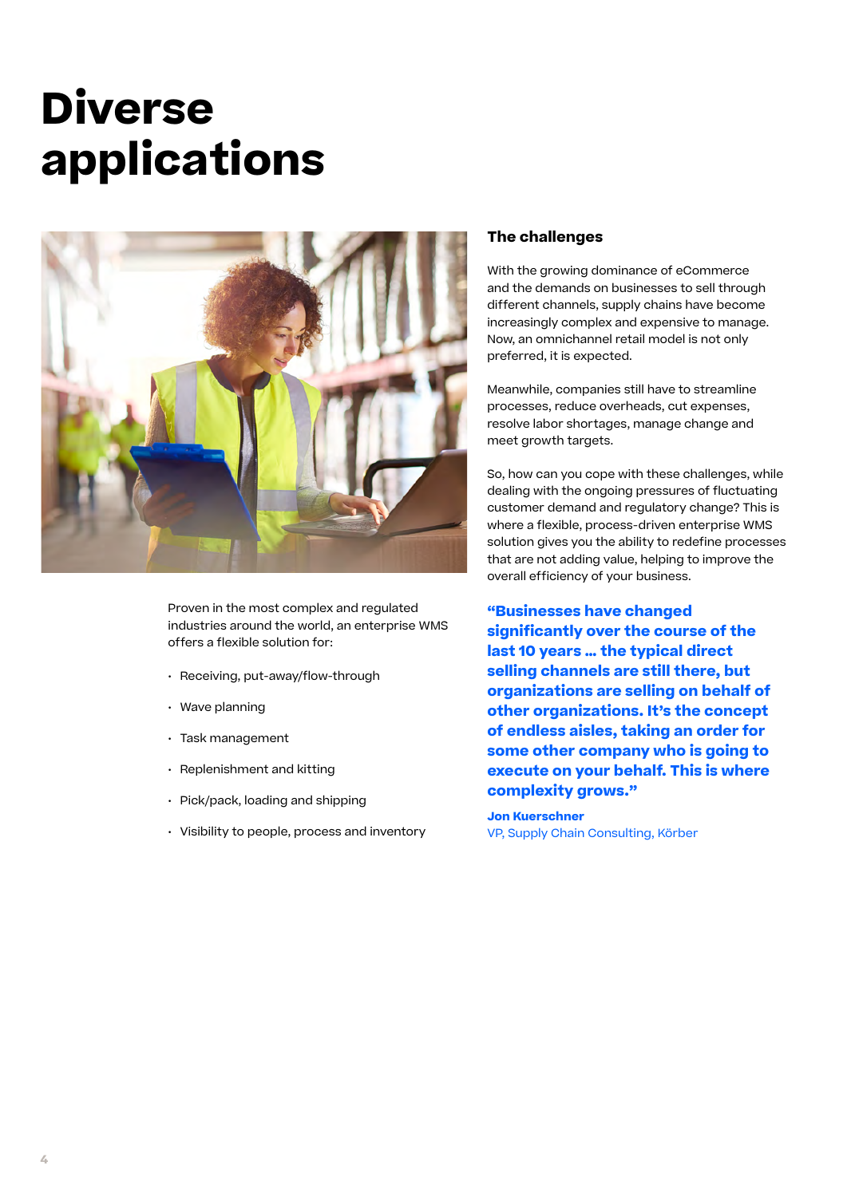# Diverse applications

Proven in the most complex and regulated industries around the world, an enterprise WMS offers a flexible solution for:

- Receiving, put-away/flow-through
- Wave planning
- Task management
- Replenishment and kitting
- Pick/pack, loading and shipping
- Visibility to people, process and inventory

### The challenges

With the growing dominance of eCommerce and the demands on businesses to sell through different channels, supply chains have become increasingly complex and expensive to manage. Now, an omnichannel retail model is not only preferred, it is expected.

Meanwhile, companies still have to streamline processes, reduce overheads, cut expenses, resolve labor shortages, manage change and meet growth targets.

So, how can you cope with these challenges, while dealing with the ongoing pressures of fluctuating customer demand and regulatory change? This is where a flexible, process-driven enterprise WMS solution gives you the ability to redefine processes that are not adding value, helping to improve the overall efficiency of your business.

**"Businesses have changed significantly over the course of the last 10 years ... the typical direct selling channels are still there, but organizations are selling on behalf of other organizations. It's the concept of endless aisles, taking an order for some other company who is going to execute on your behalf. This is where complexity grows."**

**Jon Kuerschner**
VP, Supply Chain Consulting, Körber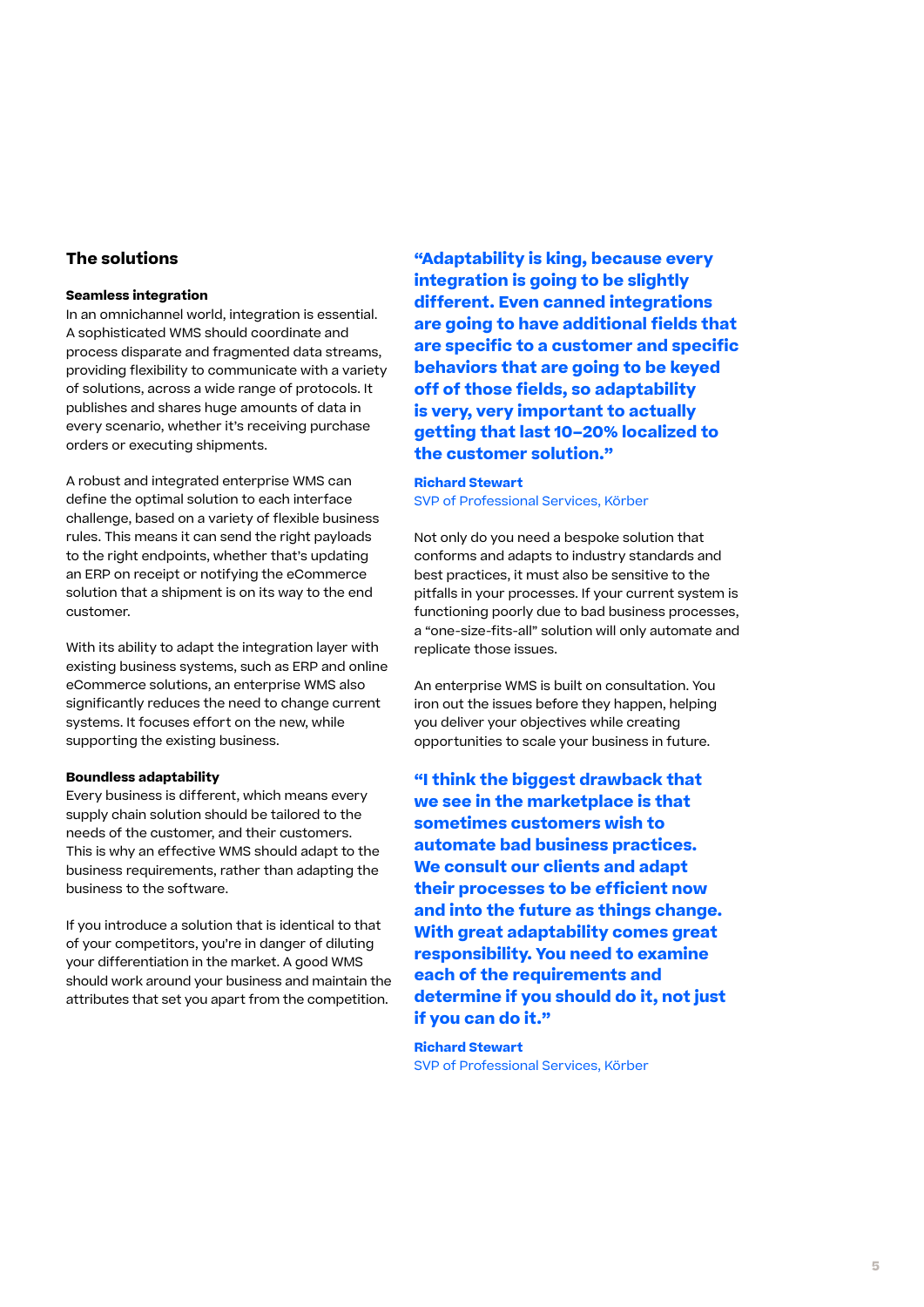## The solutions

### Seamless integration

In an omnichannel world, integration is essential. A sophisticated WMS should coordinate and process disparate and fragmented data streams, providing flexibility to communicate with a variety of solutions, across a wide range of protocols. It publishes and shares huge amounts of data in every scenario, whether it's receiving purchase orders or executing shipments.

A robust and integrated enterprise WMS can define the optimal solution to each interface challenge, based on a variety of flexible business rules. This means it can send the right payloads to the right endpoints, whether that's updating an ERP on receipt or notifying the eCommerce solution that a shipment is on its way to the end customer.

With its ability to adapt the integration layer with existing business systems, such as ERP and online eCommerce solutions, an enterprise WMS also significantly reduces the need to change current systems. It focuses effort on the new, while supporting the existing business.

### Boundless adaptability

Every business is different, which means every supply chain solution should be tailored to the needs of the customer, and their customers. This is why an effective WMS should adapt to the business requirements, rather than adapting the business to the software.

If you introduce a solution that is identical to that of your competitors, you're in danger of diluting your differentiation in the market. A good WMS should work around your business and maintain the attributes that set you apart from the competition.

**"Adaptability is king, because every integration is going to be slightly different. Even canned integrations are going to have additional fields that are specific to a customer and specific behaviors that are going to be keyed off of those fields, so adaptability is very, very important to actually getting that last 10–20% localized to the customer solution."**

**Richard Stewart**
SVP of Professional Services, Körber

Not only do you need a bespoke solution that conforms and adapts to industry standards and best practices, it must also be sensitive to the pitfalls in your processes. If your current system is functioning poorly due to bad business processes, a "one-size-fits-all" solution will only automate and replicate those issues.

An enterprise WMS is built on consultation. You iron out the issues before they happen, helping you deliver your objectives while creating opportunities to scale your business in future.

**"I think the biggest drawback that we see in the marketplace is that sometimes customers wish to automate bad business practices. We consult our clients and adapt their processes to be efficient now and into the future as things change. With great adaptability comes great responsibility. You need to examine each of the requirements and determine if you should do it, not just if you can do it."**

**Richard Stewart**
SVP of Professional Services, Körber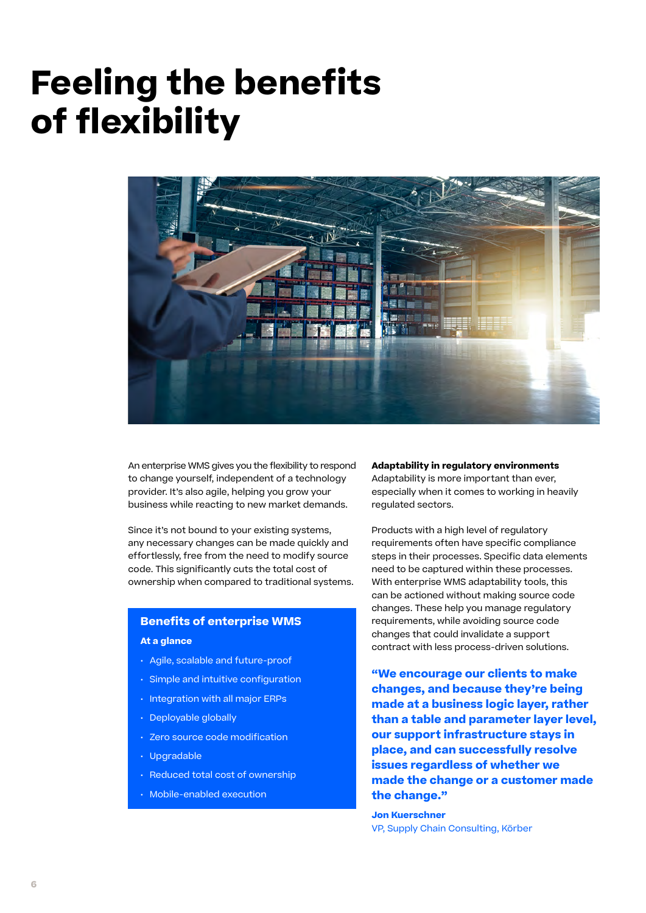# Feeling the benefits of flexibility

An enterprise WMS gives you the flexibility to respond to change yourself, independent of a technology provider. It's also agile, helping you grow your business while reacting to new market demands.

Since it's not bound to your existing systems, any necessary changes can be made quickly and effortlessly, free from the need to modify source code. This significantly cuts the total cost of ownership when compared to traditional systems.

## Benefits of enterprise WMS

**At a glance**

- Agile, scalable and future-proof
- Simple and intuitive configuration
- Integration with all major ERPs
- Deployable globally
- Zero source code modification
- Upgradable
- Reduced total cost of ownership
- Mobile-enabled execution

**Adaptability in regulatory environments**

Adaptability is more important than ever, especially when it comes to working in heavily regulated sectors.

Products with a high level of regulatory requirements often have specific compliance steps in their processes. Specific data elements need to be captured within these processes. With enterprise WMS adaptability tools, this can be actioned without making source code changes. These help you manage regulatory requirements, while avoiding source code changes that could invalidate a support contract with less process-driven solutions.

**"We encourage our clients to make changes, and because they're being made at a business logic layer, rather than a table and parameter layer level, our support infrastructure stays in place, and can successfully resolve issues regardless of whether we made the change or a customer made the change."**

**Jon Kuerschner**
VP, Supply Chain Consulting, Körber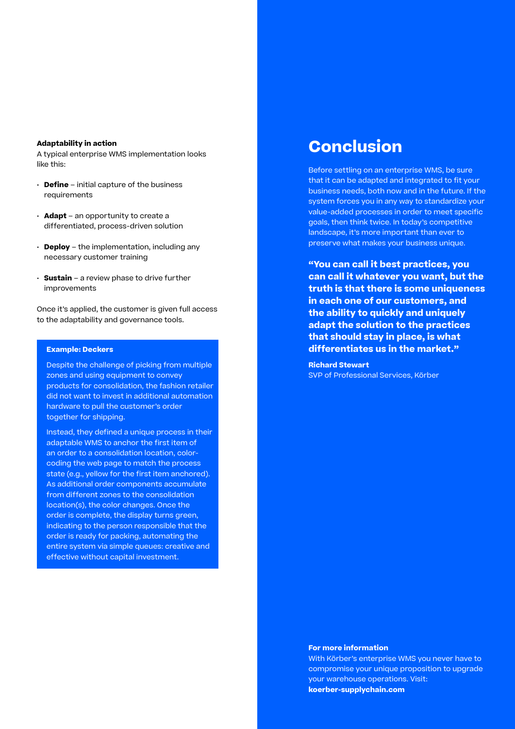**Adaptability in action**

A typical enterprise WMS implementation looks like this:

- **Define** – initial capture of the business requirements
- **Adapt** – an opportunity to create a differentiated, process-driven solution
- **Deploy** – the implementation, including any necessary customer training
- **Sustain** – a review phase to drive further improvements

Once it's applied, the customer is given full access to the adaptability and governance tools.

**Example: Deckers**

Despite the challenge of picking from multiple zones and using equipment to convey products for consolidation, the fashion retailer did not want to invest in additional automation hardware to pull the customer's order together for shipping.

Instead, they defined a unique process in their adaptable WMS to anchor the first item of an order to a consolidation location, color-coding the web page to match the process state (e.g., yellow for the first item anchored). As additional order components accumulate from different zones to the consolidation location(s), the color changes. Once the order is complete, the display turns green, indicating to the person responsible that the order is ready for packing, automating the entire system via simple queues: creative and effective without capital investment.

# Conclusion

Before settling on an enterprise WMS, be sure that it can be adapted and integrated to fit your business needs, both now and in the future. If the system forces you in any way to standardize your value-added processes in order to meet specific goals, then think twice. In today's competitive landscape, it's more important than ever to preserve what makes your business unique.

**"You can call it best practices, you can call it whatever you want, but the truth is that there is some uniqueness in each one of our customers, and the ability to quickly and uniquely adapt the solution to the practices that should stay in place, is what differentiates us in the market."**

**Richard Stewart**
SVP of Professional Services, Körber

**For more information**

With Körber's enterprise WMS you never have to compromise your unique proposition to upgrade your warehouse operations. Visit: **koerber-supplychain.com**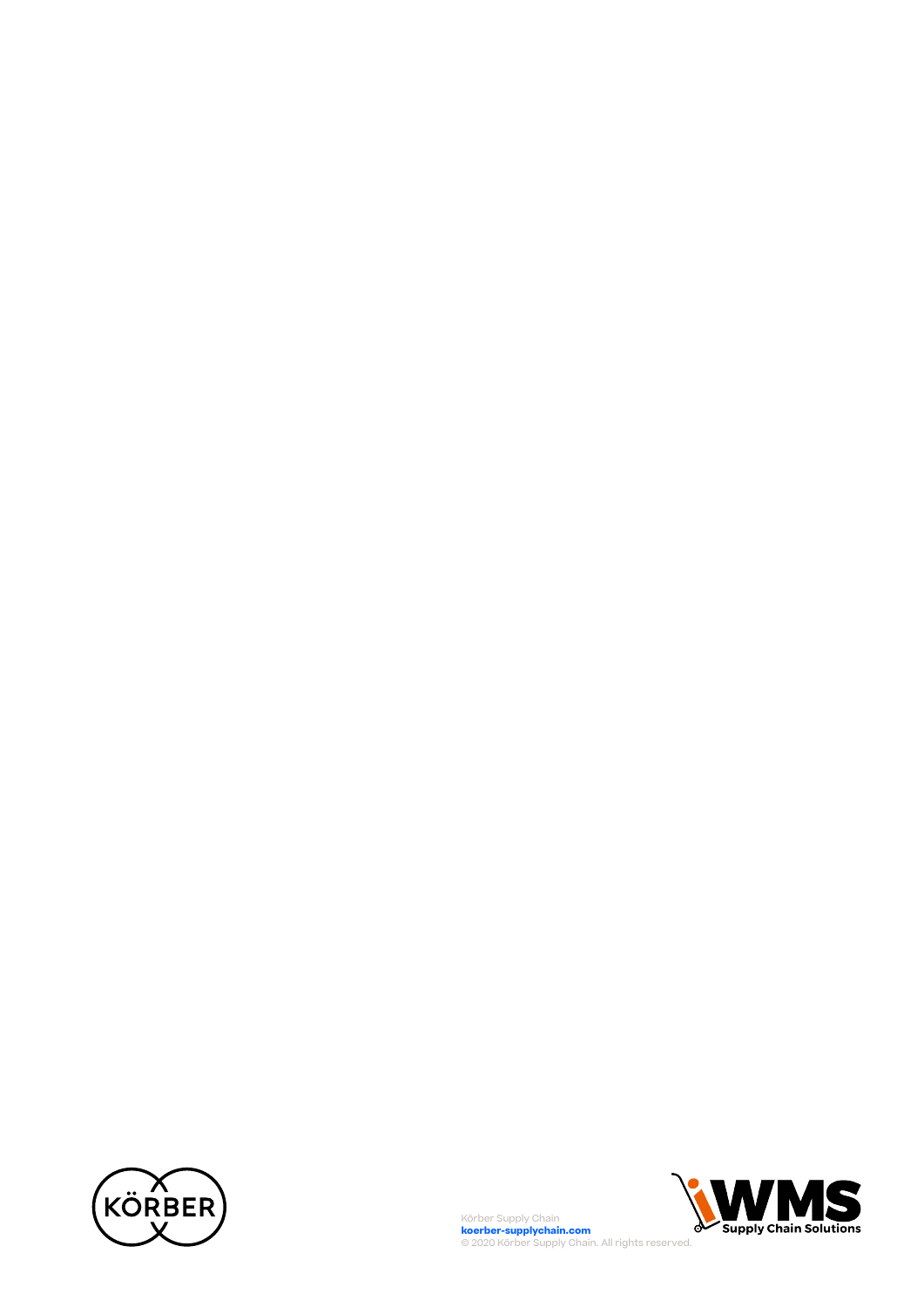Körber Supply Chain
**koerber-supplychain.com**
© 2020 Körber Supply Chain. All rights reserved.